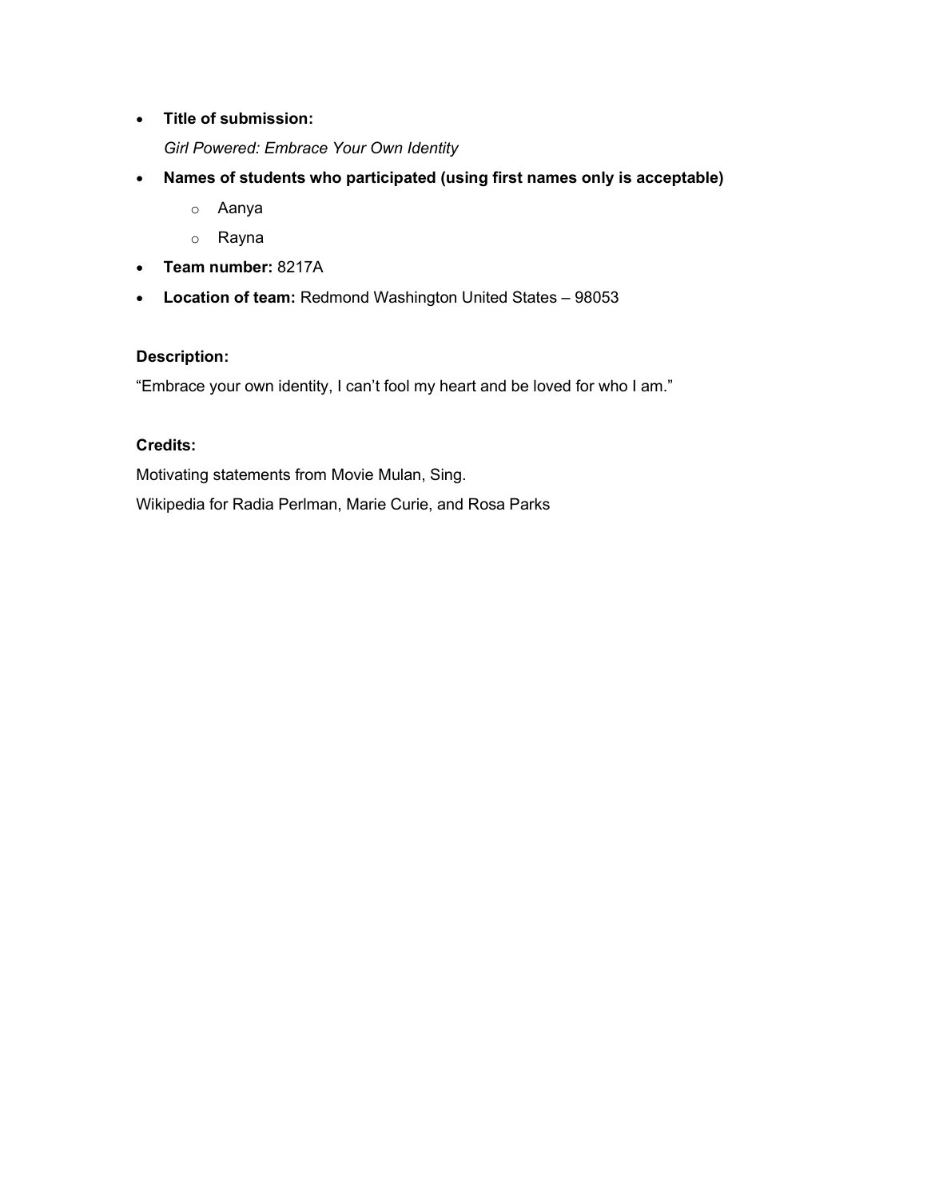- **Title of submission:**

  *Girl Powered: Embrace Your Own Identity*

- **Names of students who participated (using first names only is acceptable)**
  - Aanya
  - Rayna
- **Team number:** 8217A
- **Location of team:** Redmond Washington United States – 98053

**Description:**

“Embrace your own identity, I can’t fool my heart and be loved for who I am.”

**Credits:**

Motivating statements from Movie Mulan, Sing.

Wikipedia for Radia Perlman, Marie Curie, and Rosa Parks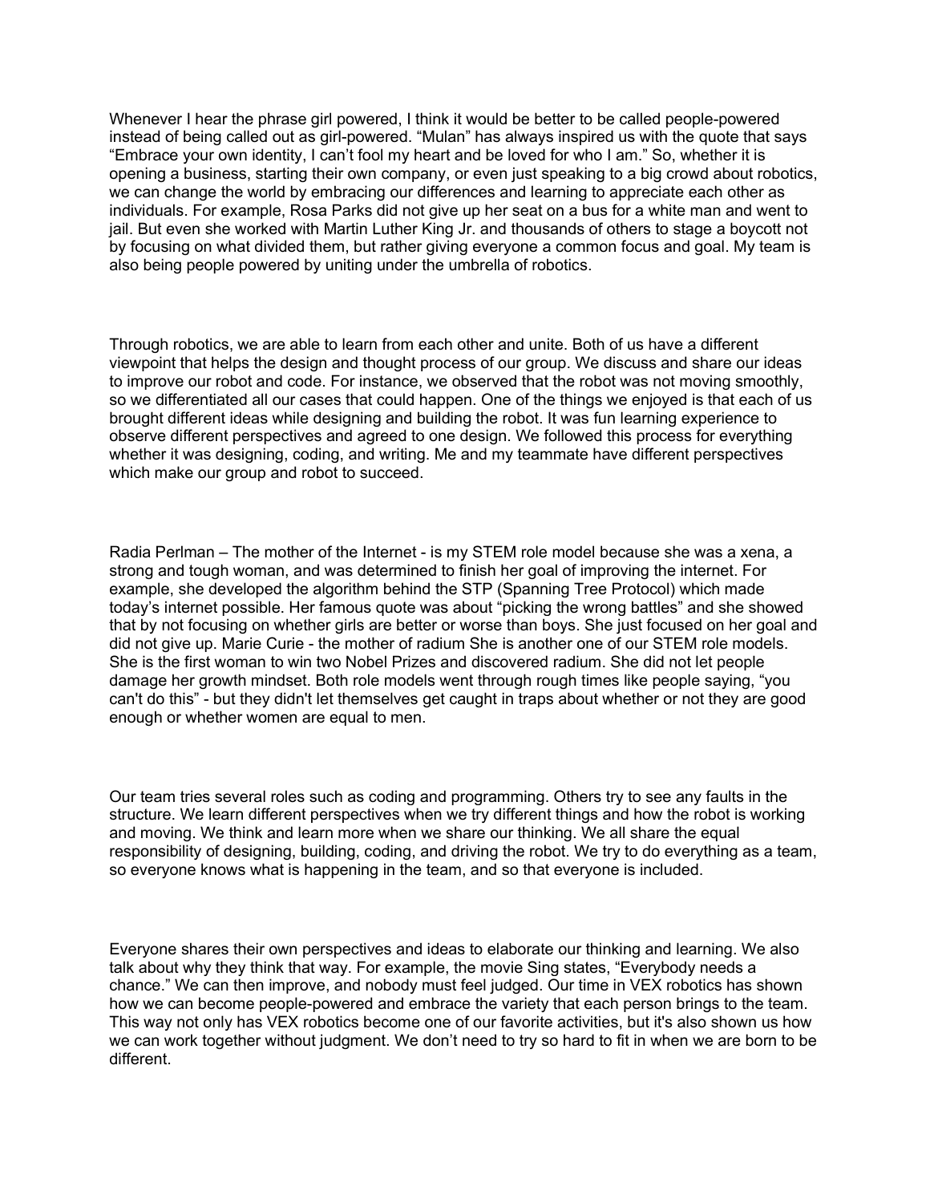Whenever I hear the phrase girl powered, I think it would be better to be called people-powered instead of being called out as girl-powered. "Mulan" has always inspired us with the quote that says "Embrace your own identity, I can't fool my heart and be loved for who I am." So, whether it is opening a business, starting their own company, or even just speaking to a big crowd about robotics, we can change the world by embracing our differences and learning to appreciate each other as individuals. For example, Rosa Parks did not give up her seat on a bus for a white man and went to jail. But even she worked with Martin Luther King Jr. and thousands of others to stage a boycott not by focusing on what divided them, but rather giving everyone a common focus and goal. My team is also being people powered by uniting under the umbrella of robotics.

Through robotics, we are able to learn from each other and unite. Both of us have a different viewpoint that helps the design and thought process of our group. We discuss and share our ideas to improve our robot and code. For instance, we observed that the robot was not moving smoothly, so we differentiated all our cases that could happen. One of the things we enjoyed is that each of us brought different ideas while designing and building the robot. It was fun learning experience to observe different perspectives and agreed to one design. We followed this process for everything whether it was designing, coding, and writing. Me and my teammate have different perspectives which make our group and robot to succeed.

Radia Perlman – The mother of the Internet - is my STEM role model because she was a xena, a strong and tough woman, and was determined to finish her goal of improving the internet. For example, she developed the algorithm behind the STP (Spanning Tree Protocol) which made today's internet possible. Her famous quote was about "picking the wrong battles" and she showed that by not focusing on whether girls are better or worse than boys. She just focused on her goal and did not give up. Marie Curie - the mother of radium She is another one of our STEM role models. She is the first woman to win two Nobel Prizes and discovered radium. She did not let people damage her growth mindset. Both role models went through rough times like people saying, "you can't do this" - but they didn't let themselves get caught in traps about whether or not they are good enough or whether women are equal to men.

Our team tries several roles such as coding and programming. Others try to see any faults in the structure. We learn different perspectives when we try different things and how the robot is working and moving. We think and learn more when we share our thinking. We all share the equal responsibility of designing, building, coding, and driving the robot. We try to do everything as a team, so everyone knows what is happening in the team, and so that everyone is included.

Everyone shares their own perspectives and ideas to elaborate our thinking and learning. We also talk about why they think that way. For example, the movie Sing states, "Everybody needs a chance." We can then improve, and nobody must feel judged. Our time in VEX robotics has shown how we can become people-powered and embrace the variety that each person brings to the team. This way not only has VEX robotics become one of our favorite activities, but it's also shown us how we can work together without judgment. We don't need to try so hard to fit in when we are born to be different.